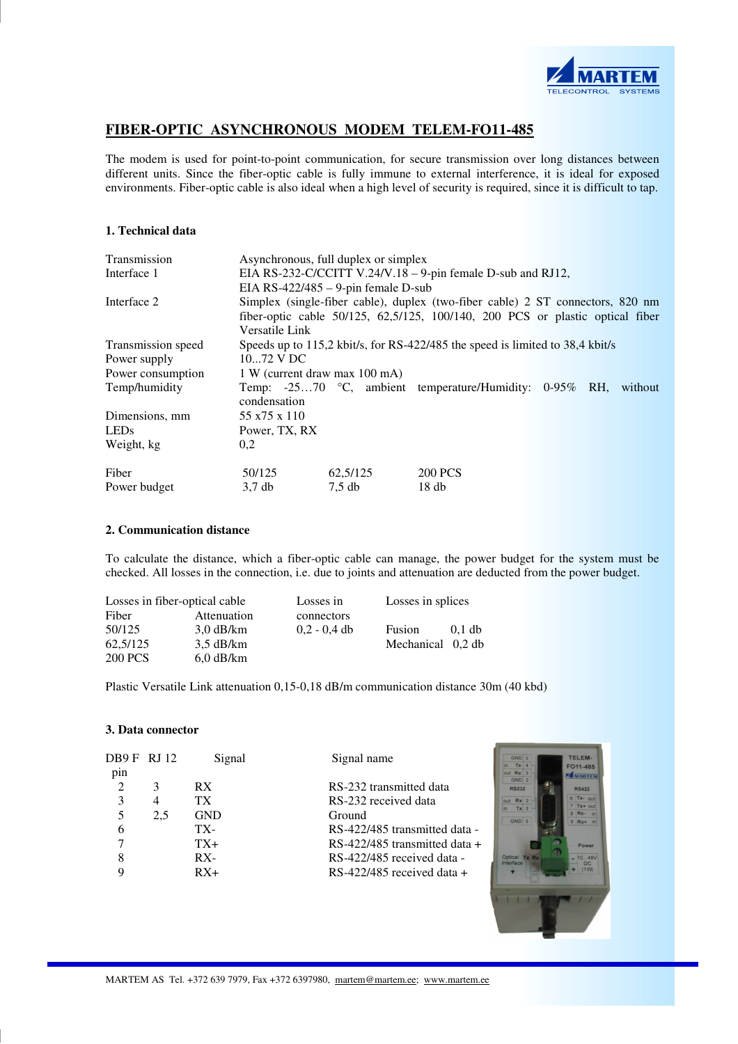MARTEM TELECONTROL SYSTEMS

# FIBER-OPTIC ASYNCHRONOUS MODEM TELEM-FO11-485

The modem is used for point-to-point communication, for secure transmission over long distances between different units. Since the fiber-optic cable is fully immune to external interference, it is ideal for exposed environments. Fiber-optic cable is also ideal when a high level of security is required, since it is difficult to tap.

## 1. Technical data

| | |
|---|---|
| Transmission | Asynchronous, full duplex or simplex |
| Interface 1 | EIA RS-232-C/CCITT V.24/V.18 – 9-pin female D-sub and RJ12, EIA RS-422/485 – 9-pin female D-sub |
| Interface 2 | Simplex (single-fiber cable), duplex (two-fiber cable) 2 ST connectors, 820 nm fiber-optic cable 50/125, 62,5/125, 100/140, 200 PCS or plastic optical fiber Versatile Link |
| Transmission speed | Speeds up to 115,2 kbit/s, for RS-422/485 the speed is limited to 38,4 kbit/s |
| Power supply | 10...72 V DC |
| Power consumption | 1 W (current draw max 100 mA) |
| Temp/humidity | Temp: -25…70 °C, ambient temperature/Humidity: 0-95% RH, without condensation |
| Dimensions, mm | 55 x75 x 110 |
| LEDs | Power, TX, RX |
| Weight, kg | 0,2 |

| Fiber | 50/125 | 62,5/125 | 200 PCS |
|---|---|---|---|
| Power budget | 3,7 db | 7,5 db | 18 db |

## 2. Communication distance

To calculate the distance, which a fiber-optic cable can manage, the power budget for the system must be checked. All losses in the connection, i.e. due to joints and attenuation are deducted from the power budget.

| Losses in fiber-optical cable | | Losses in connectors | Losses in splices | |
|---|---|---|---|---|
| Fiber | Attenuation | | | |
| 50/125 | 3,0 dB/km | 0,2 - 0,4 db | Fusion | 0,1 db |
| 62,5/125 | 3,5 dB/km | | Mechanical | 0,2 db |
| 200 PCS | 6,0 dB/km | | | |

Plastic Versatile Link attenuation 0,15-0,18 dB/m communication distance 30m (40 kbd)

## 3. Data connector

| DB9 F pin | RJ 12 | Signal | Signal name |
|---|---|---|---|
| 2 | 3 | RX | RS-232 transmitted data |
| 3 | 4 | TX | RS-232 received data |
| 5 | 2,5 | GND | Ground |
| 6 | | TX- | RS-422/485 transmitted data - |
| 7 | | TX+ | RS-422/485 transmitted data + |
| 8 | | RX- | RS-422/485 received data - |
| 9 | | RX+ | RS-422/485 received data + |

MARTEM AS Tel. +372 639 7979, Fax +372 6397980, martem@martem.ee; www.martem.ee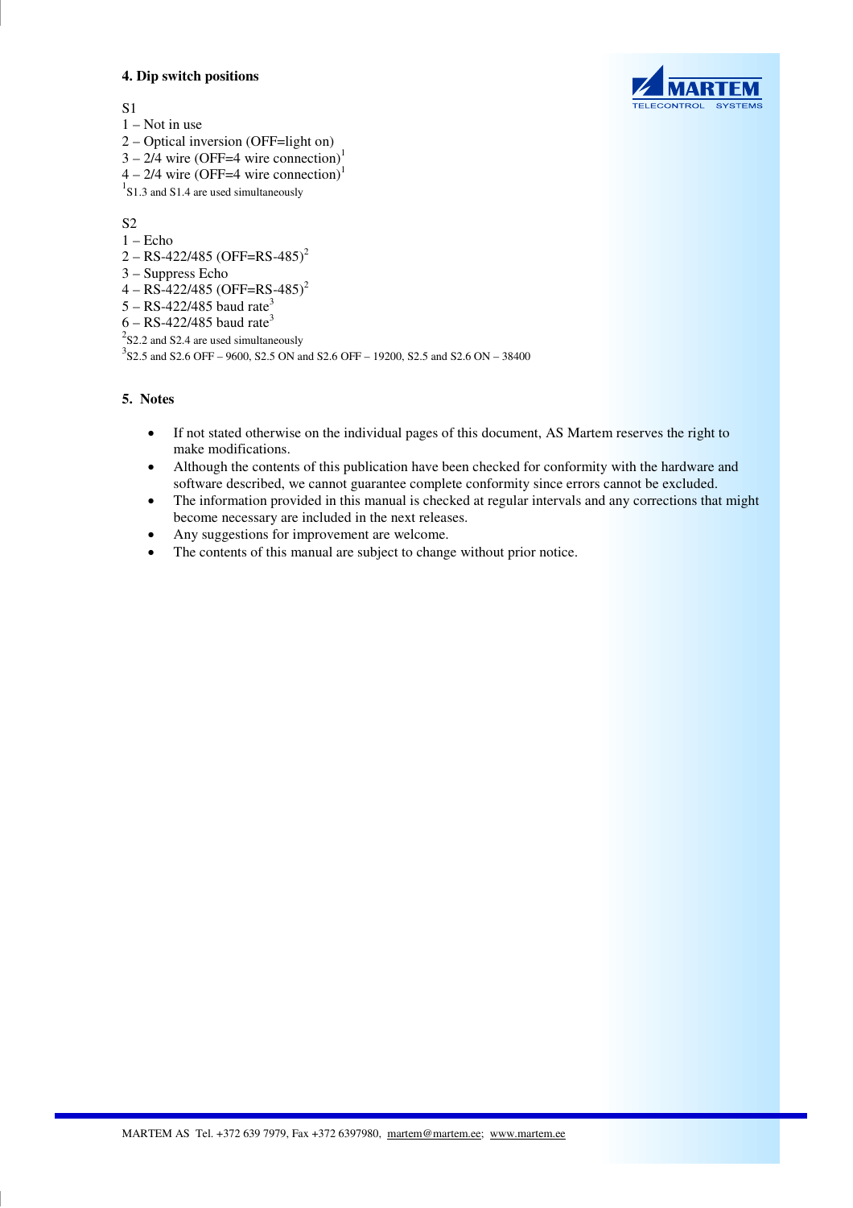#### 4. Dip switch positions

S1
1 – Not in use
2 – Optical inversion (OFF=light on)
3 – 2/4 wire (OFF=4 wire connection)[1]
4 – 2/4 wire (OFF=4 wire connection)[1]
[1]S1.3 and S1.4 are used simultaneously

S2
1 – Echo
2 – RS-422/485 (OFF=RS-485)[2]
3 – Suppress Echo
4 – RS-422/485 (OFF=RS-485)[2]
5 – RS-422/485 baud rate[3]
6 – RS-422/485 baud rate[3]
[2]S2.2 and S2.4 are used simultaneously
[3]S2.5 and S2.6 OFF – 9600, S2.5 ON and S2.6 OFF – 19200, S2.5 and S2.6 ON – 38400

#### 5. Notes

- If not stated otherwise on the individual pages of this document, AS Martem reserves the right to make modifications.
- Although the contents of this publication have been checked for conformity with the hardware and software described, we cannot guarantee complete conformity since errors cannot be excluded.
- The information provided in this manual is checked at regular intervals and any corrections that might become necessary are included in the next releases.
- Any suggestions for improvement are welcome.
- The contents of this manual are subject to change without prior notice.